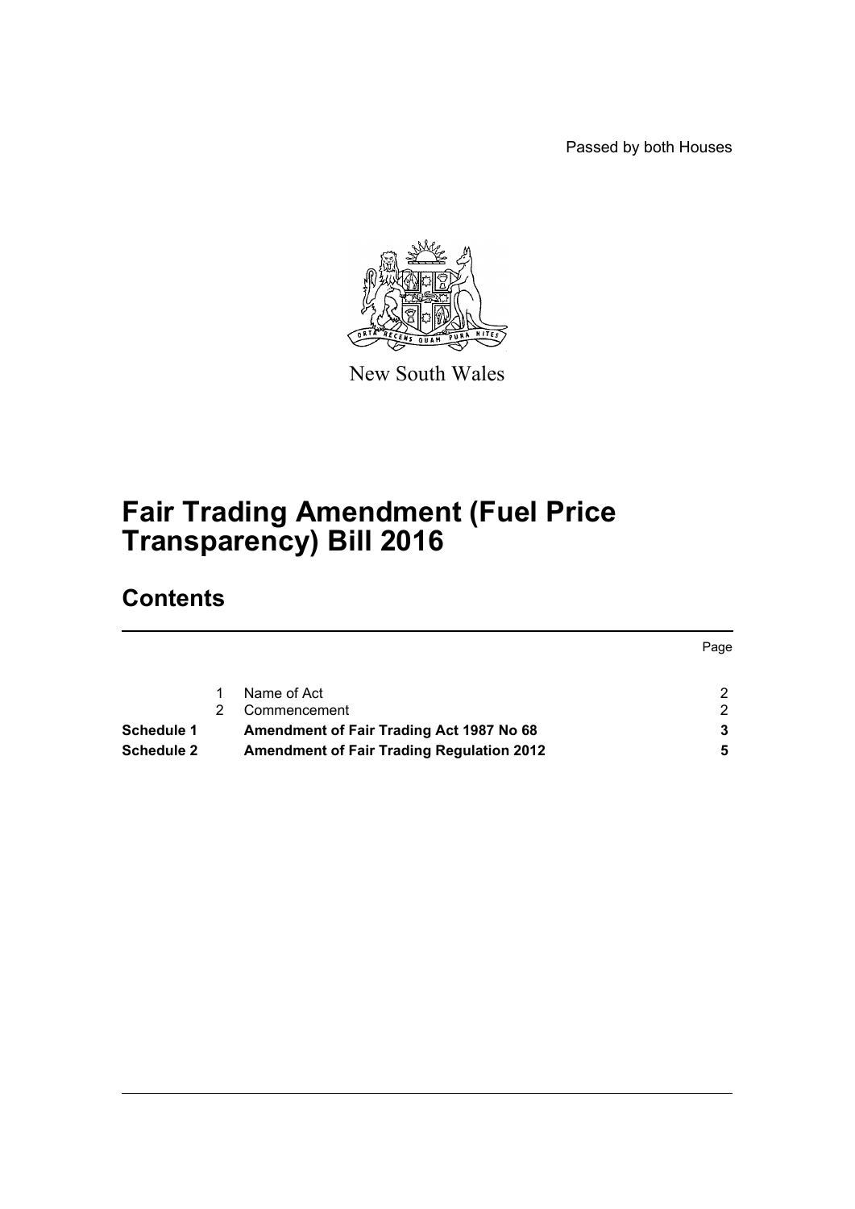Passed by both Houses

New South Wales

# Fair Trading Amendment (Fuel Price Transparency) Bill 2016

## Contents

| | | | Page |
|---|---|---|---|
| | 1 | Name of Act | 2 |
| | 2 | Commencement | 2 |
| **Schedule 1** | | **Amendment of Fair Trading Act 1987 No 68** | **3** |
| **Schedule 2** | | **Amendment of Fair Trading Regulation 2012** | **5** |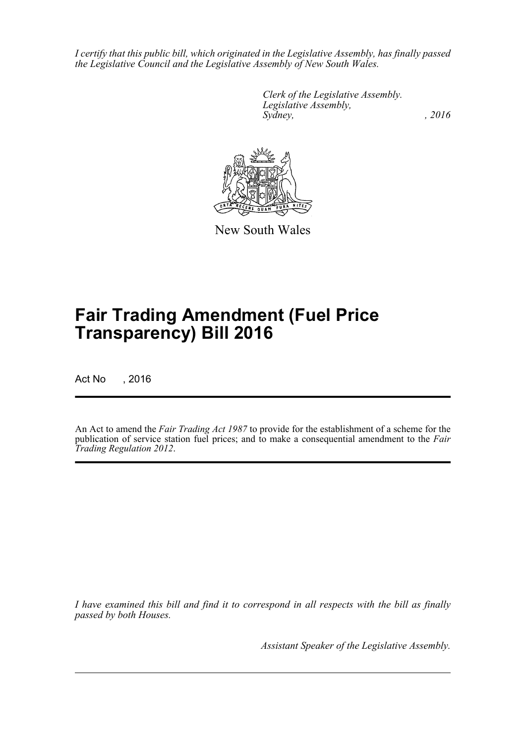*I certify that this public bill, which originated in the Legislative Assembly, has finally passed the Legislative Council and the Legislative Assembly of New South Wales.*

*Clerk of the Legislative Assembly.*
*Legislative Assembly,*
*Sydney, , 2016*

New South Wales

# Fair Trading Amendment (Fuel Price Transparency) Bill 2016

Act No , 2016

An Act to amend the *Fair Trading Act 1987* to provide for the establishment of a scheme for the publication of service station fuel prices; and to make a consequential amendment to the *Fair Trading Regulation 2012*.

*I have examined this bill and find it to correspond in all respects with the bill as finally passed by both Houses.*

*Assistant Speaker of the Legislative Assembly.*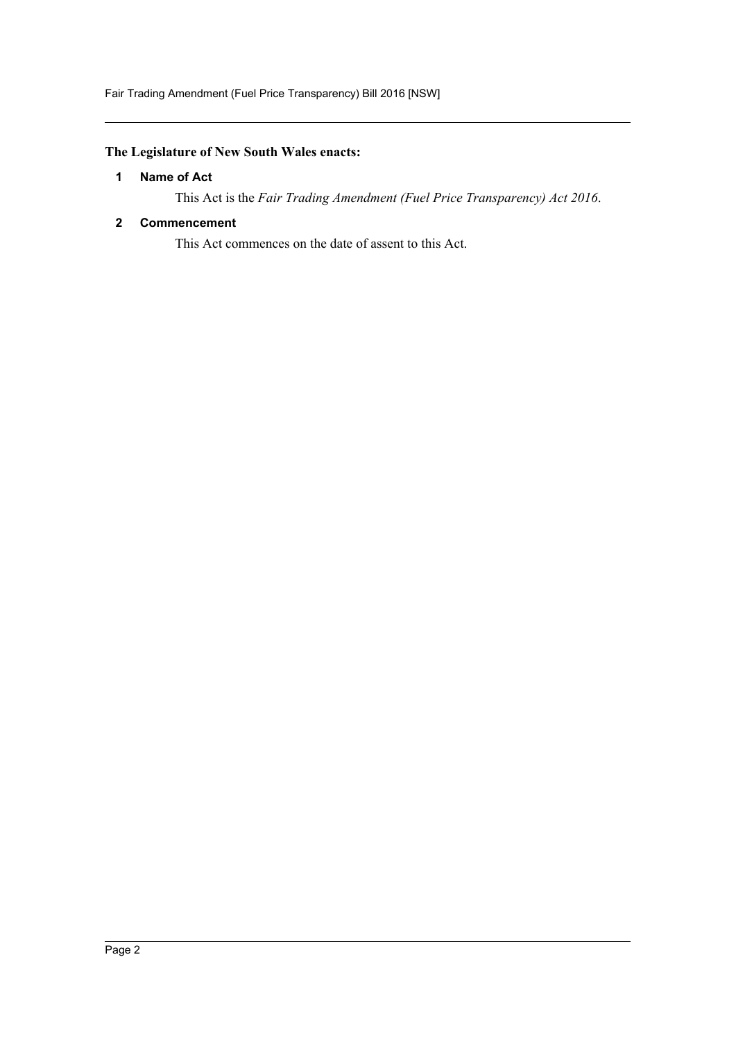**The Legislature of New South Wales enacts:**

### 1 Name of Act

This Act is the *Fair Trading Amendment (Fuel Price Transparency) Act 2016*.

### 2 Commencement

This Act commences on the date of assent to this Act.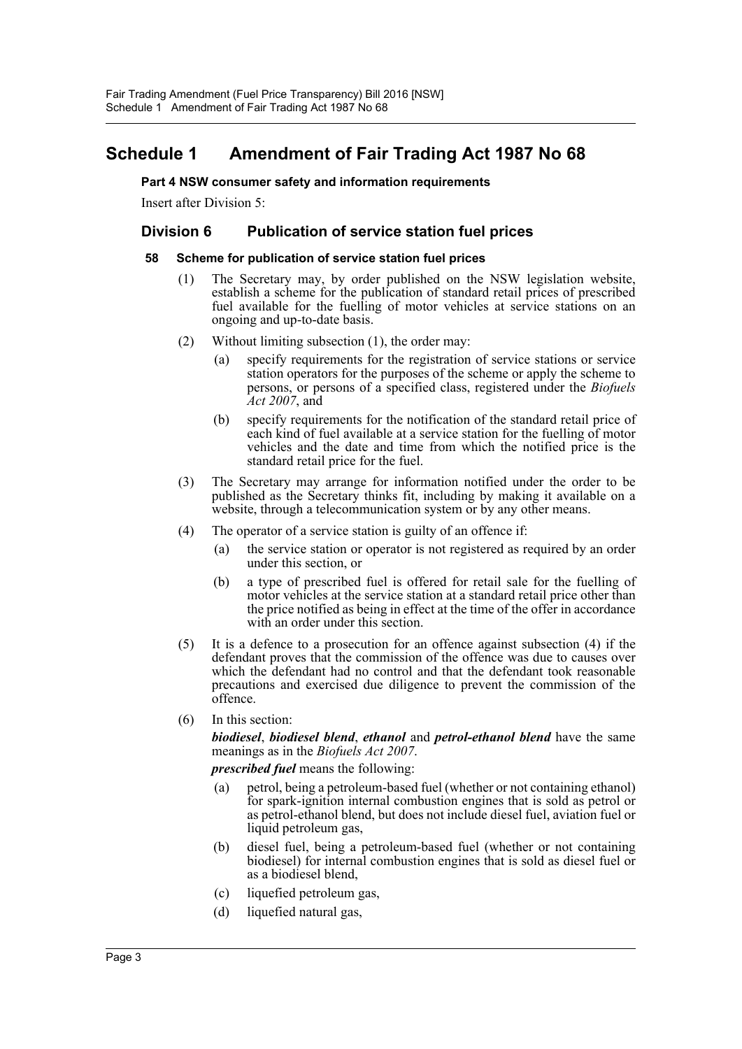# Schedule 1 Amendment of Fair Trading Act 1987 No 68

**Part 4 NSW consumer safety and information requirements**

Insert after Division 5:

## Division 6 Publication of service station fuel prices

### 58 Scheme for publication of service station fuel prices

(1) The Secretary may, by order published on the NSW legislation website, establish a scheme for the publication of standard retail prices of prescribed fuel available for the fuelling of motor vehicles at service stations on an ongoing and up-to-date basis.

(2) Without limiting subsection (1), the order may:

- (a) specify requirements for the registration of service stations or service station operators for the purposes of the scheme or apply the scheme to persons, or persons of a specified class, registered under the *Biofuels Act 2007*, and
- (b) specify requirements for the notification of the standard retail price of each kind of fuel available at a service station for the fuelling of motor vehicles and the date and time from which the notified price is the standard retail price for the fuel.

(3) The Secretary may arrange for information notified under the order to be published as the Secretary thinks fit, including by making it available on a website, through a telecommunication system or by any other means.

(4) The operator of a service station is guilty of an offence if:

- (a) the service station or operator is not registered as required by an order under this section, or
- (b) a type of prescribed fuel is offered for retail sale for the fuelling of motor vehicles at the service station at a standard retail price other than the price notified as being in effect at the time of the offer in accordance with an order under this section.

(5) It is a defence to a prosecution for an offence against subsection (4) if the defendant proves that the commission of the offence was due to causes over which the defendant had no control and that the defendant took reasonable precautions and exercised due diligence to prevent the commission of the offence.

(6) In this section:

***biodiesel***, ***biodiesel blend***, ***ethanol*** and ***petrol-ethanol blend*** have the same meanings as in the *Biofuels Act 2007*.

***prescribed fuel*** means the following:

- (a) petrol, being a petroleum-based fuel (whether or not containing ethanol) for spark-ignition internal combustion engines that is sold as petrol or as petrol-ethanol blend, but does not include diesel fuel, aviation fuel or liquid petroleum gas,
- (b) diesel fuel, being a petroleum-based fuel (whether or not containing biodiesel) for internal combustion engines that is sold as diesel fuel or as a biodiesel blend,
- (c) liquefied petroleum gas,
- (d) liquefied natural gas,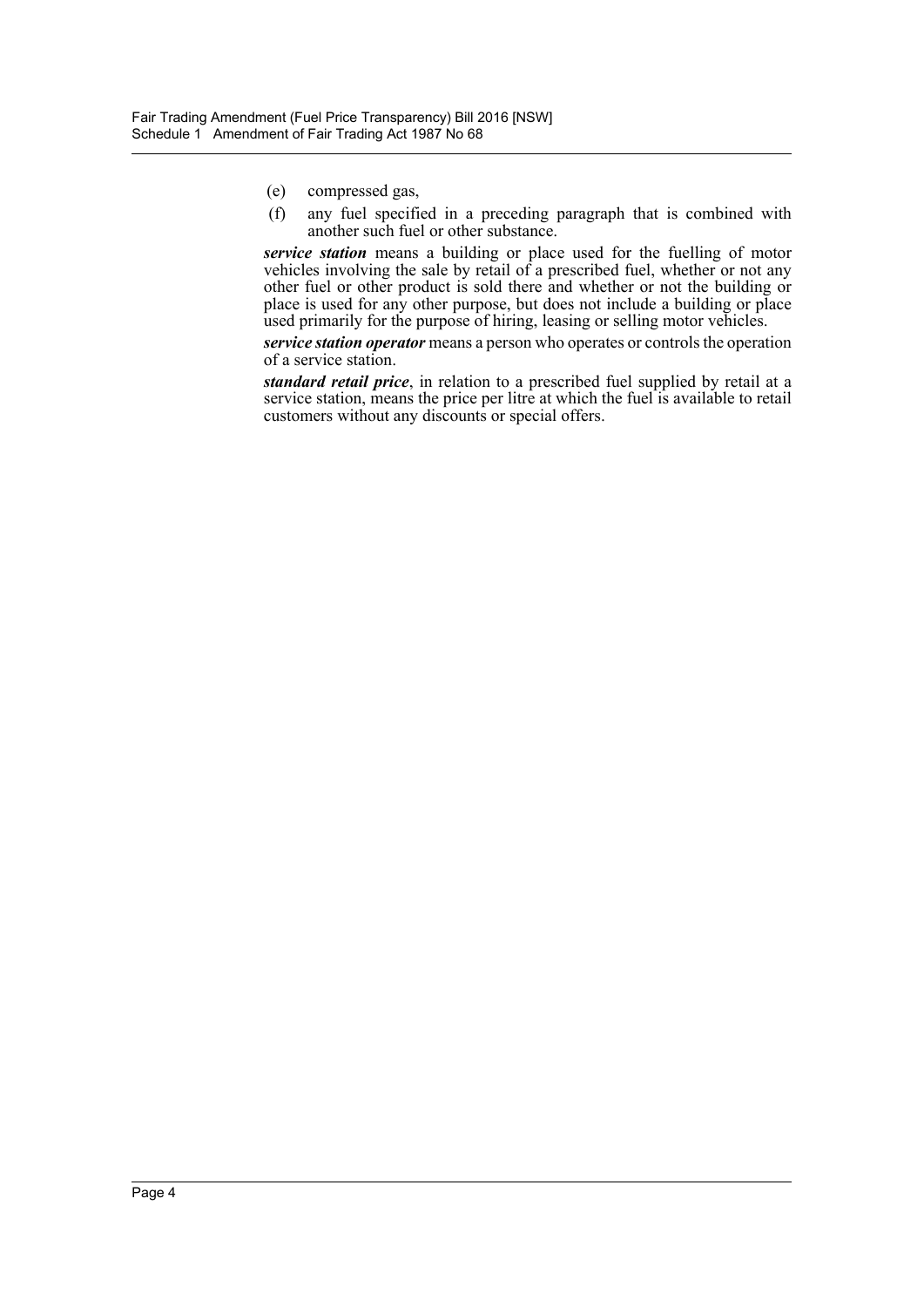(e) compressed gas,

(f) any fuel specified in a preceding paragraph that is combined with another such fuel or other substance.

***service station*** means a building or place used for the fuelling of motor vehicles involving the sale by retail of a prescribed fuel, whether or not any other fuel or other product is sold there and whether or not the building or place is used for any other purpose, but does not include a building or place used primarily for the purpose of hiring, leasing or selling motor vehicles.

***service station operator*** means a person who operates or controls the operation of a service station.

***standard retail price***, in relation to a prescribed fuel supplied by retail at a service station, means the price per litre at which the fuel is available to retail customers without any discounts or special offers.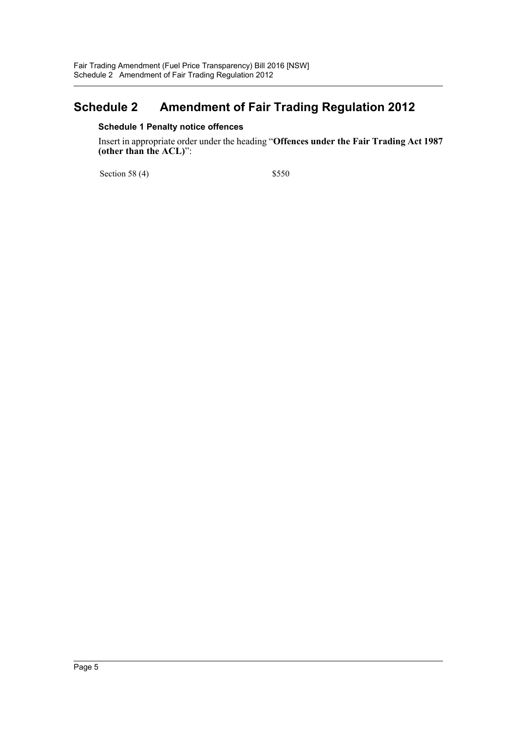# Schedule 2 Amendment of Fair Trading Regulation 2012

#### Schedule 1 Penalty notice offences

Insert in appropriate order under the heading "**Offences under the Fair Trading Act 1987 (other than the ACL)**":

| | |
|---|---|
| Section 58 (4) | \$550 |